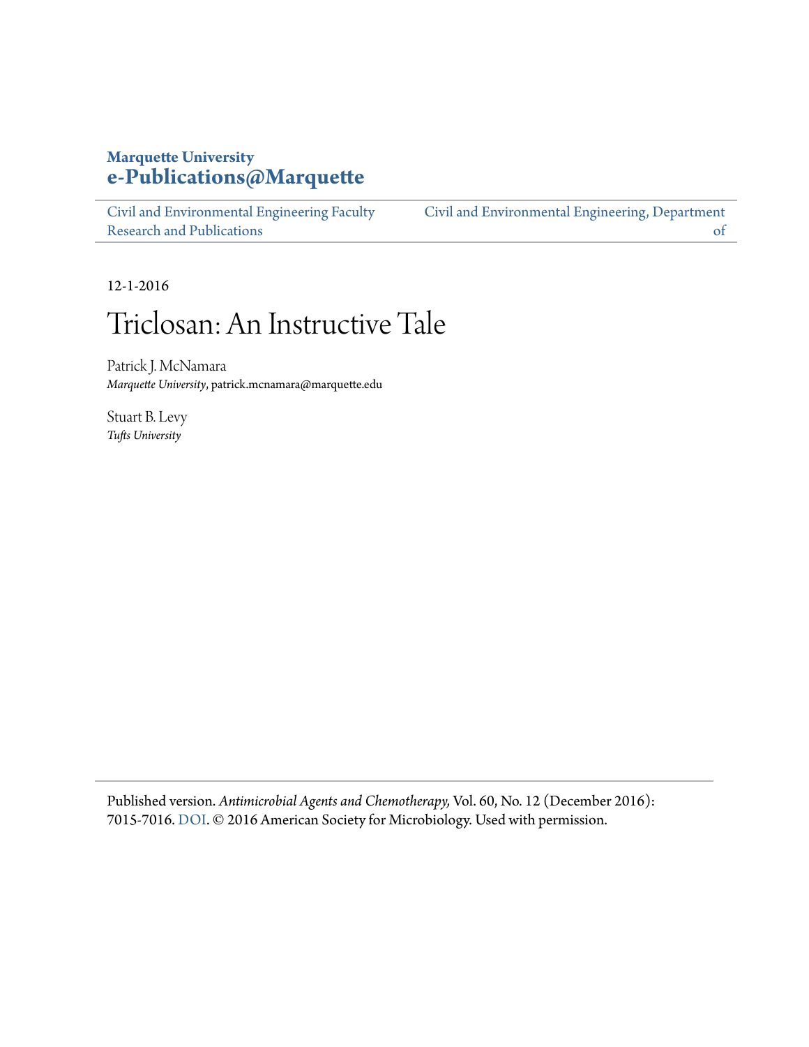**Marquette University**
**e-Publications@Marquette**

Civil and Environmental Engineering Faculty Research and Publications | Civil and Environmental Engineering, Department of

12-1-2016

# Triclosan: An Instructive Tale

Patrick J. McNamara
*Marquette University*, patrick.mcnamara@marquette.edu

Stuart B. Levy
*Tufts University*

---

Published version. *Antimicrobial Agents and Chemotherapy,* Vol. 60, No. 12 (December 2016): 7015-7016. DOI. © 2016 American Society for Microbiology. Used with permission.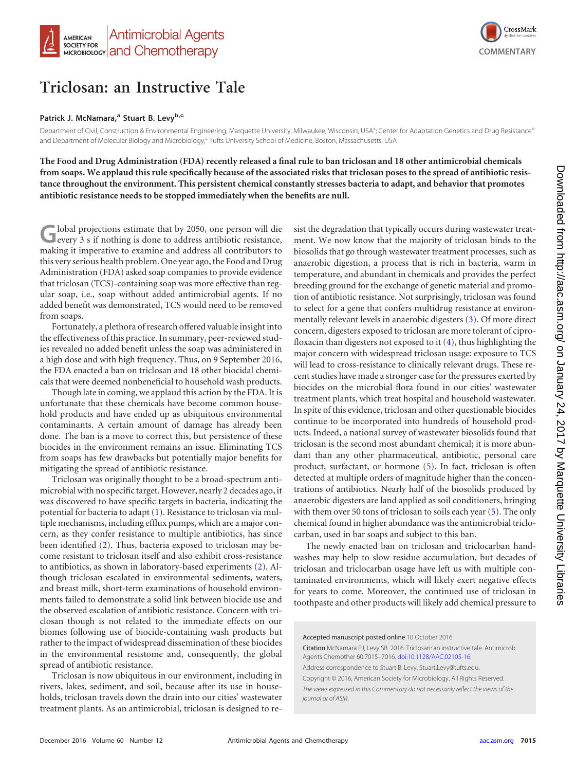# Triclosan: an Instructive Tale

**Patrick J. McNamara,[a] Stuart B. Levy[b,c]**

Department of Civil, Construction & Environmental Engineering, Marquette University, Milwaukee, Wisconsin, USA[a]; Center for Adaptation Genetics and Drug Resistance[b] and Department of Molecular Biology and Microbiology,[c] Tufts University School of Medicine, Boston, Massachusetts, USA

**The Food and Drug Administration (FDA) recently released a final rule to ban triclosan and 18 other antimicrobial chemicals from soaps. We applaud this rule specifically because of the associated risks that triclosan poses to the spread of antibiotic resistance throughout the environment. This persistent chemical constantly stresses bacteria to adapt, and behavior that promotes antibiotic resistance needs to be stopped immediately when the benefits are null.**

Global projections estimate that by 2050, one person will die every 3 s if nothing is done to address antibiotic resistance, making it imperative to examine and address all contributors to this very serious health problem. One year ago, the Food and Drug Administration (FDA) asked soap companies to provide evidence that triclosan (TCS)-containing soap was more effective than regular soap, i.e., soap without added antimicrobial agents. If no added benefit was demonstrated, TCS would need to be removed from soaps.

Fortunately, a plethora of research offered valuable insight into the effectiveness of this practice. In summary, peer-reviewed studies revealed no added benefit unless the soap was administered in a high dose and with high frequency. Thus, on 9 September 2016, the FDA enacted a ban on triclosan and 18 other biocidal chemicals that were deemed nonbeneficial to household wash products.

Though late in coming, we applaud this action by the FDA. It is unfortunate that these chemicals have become common household products and have ended up as ubiquitous environmental contaminants. A certain amount of damage has already been done. The ban is a move to correct this, but persistence of these biocides in the environment remains an issue. Eliminating TCS from soaps has few drawbacks but potentially major benefits for mitigating the spread of antibiotic resistance.

Triclosan was originally thought to be a broad-spectrum antimicrobial with no specific target. However, nearly 2 decades ago, it was discovered to have specific targets in bacteria, indicating the potential for bacteria to adapt (1). Resistance to triclosan via multiple mechanisms, including efflux pumps, which are a major concern, as they confer resistance to multiple antibiotics, has since been identified (2). Thus, bacteria exposed to triclosan may become resistant to triclosan itself and also exhibit cross-resistance to antibiotics, as shown in laboratory-based experiments (2). Although triclosan escalated in environmental sediments, waters, and breast milk, short-term examinations of household environments failed to demonstrate a solid link between biocide use and the observed escalation of antibiotic resistance. Concern with triclosan though is not related to the immediate effects on our biomes following use of biocide-containing wash products but rather to the impact of widespread dissemination of these biocides in the environmental resistome and, consequently, the global spread of antibiotic resistance.

Triclosan is now ubiquitous in our environment, including in rivers, lakes, sediment, and soil, because after its use in households, triclosan travels down the drain into our cities' wastewater treatment plants. As an antimicrobial, triclosan is designed to resist the degradation that typically occurs during wastewater treatment. We now know that the majority of triclosan binds to the biosolids that go through wastewater treatment processes, such as anaerobic digestion, a process that is rich in bacteria, warm in temperature, and abundant in chemicals and provides the perfect breeding ground for the exchange of genetic material and promotion of antibiotic resistance. Not surprisingly, triclosan was found to select for a gene that confers multidrug resistance at environmentally relevant levels in anaerobic digesters (3). Of more direct concern, digesters exposed to triclosan are more tolerant of ciprofloxacin than digesters not exposed to it (4), thus highlighting the major concern with widespread triclosan usage: exposure to TCS will lead to cross-resistance to clinically relevant drugs. These recent studies have made a stronger case for the pressures exerted by biocides on the microbial flora found in our cities' wastewater treatment plants, which treat hospital and household wastewater. In spite of this evidence, triclosan and other questionable biocides continue to be incorporated into hundreds of household products. Indeed, a national survey of wastewater biosolids found that triclosan is the second most abundant chemical; it is more abundant than any other pharmaceutical, antibiotic, personal care product, surfactant, or hormone (5). In fact, triclosan is often detected at multiple orders of magnitude higher than the concentrations of antibiotics. Nearly half of the biosolids produced by anaerobic digesters are land applied as soil conditioners, bringing with them over 50 tons of triclosan to soils each year (5). The only chemical found in higher abundance was the antimicrobial triclocarban, used in bar soaps and subject to this ban.

The newly enacted ban on triclosan and triclocarban handwashes may help to slow residue accumulation, but decades of triclosan and triclocarban usage have left us with multiple contaminated environments, which will likely exert negative effects for years to come. Moreover, the continued use of triclosan in toothpaste and other products will likely add chemical pressure to

---

Accepted manuscript posted online 10 October 2016

**Citation** McNamara PJ, Levy SB. 2016. Triclosan: an instructive tale. Antimicrob Agents Chemother 60:7015–7016. doi:10.1128/AAC.02105-16.

Address correspondence to Stuart B. Levy, Stuart.Levy@tufts.edu.

Copyright © 2016, American Society for Microbiology. All Rights Reserved.

*The views expressed in this Commentary do not necessarily reflect the views of the journal or of ASM.*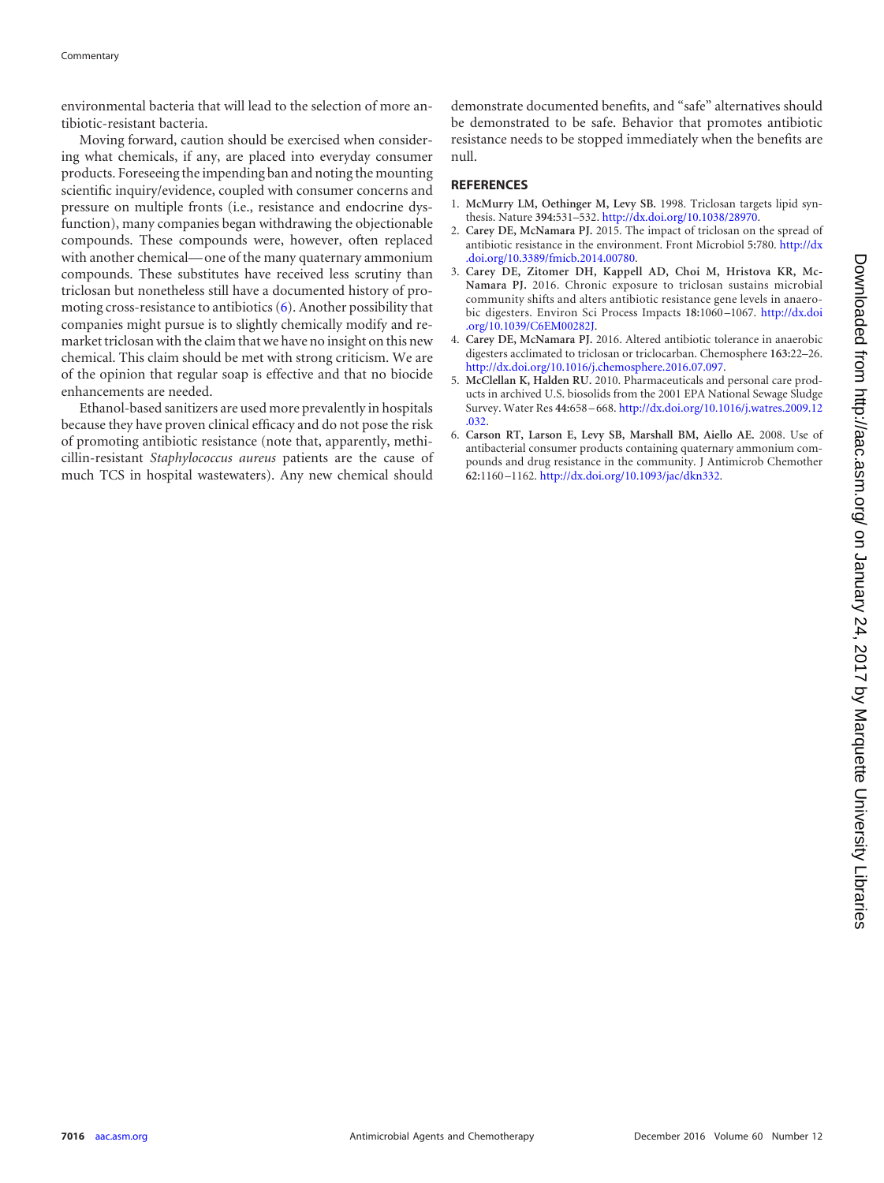environmental bacteria that will lead to the selection of more antibiotic-resistant bacteria.

Moving forward, caution should be exercised when considering what chemicals, if any, are placed into everyday consumer products. Foreseeing the impending ban and noting the mounting scientific inquiry/evidence, coupled with consumer concerns and pressure on multiple fronts (i.e., resistance and endocrine dysfunction), many companies began withdrawing the objectionable compounds. These compounds were, however, often replaced with another chemical—one of the many quaternary ammonium compounds. These substitutes have received less scrutiny than triclosan but nonetheless still have a documented history of promoting cross-resistance to antibiotics (6). Another possibility that companies might pursue is to slightly chemically modify and remarket triclosan with the claim that we have no insight on this new chemical. This claim should be met with strong criticism. We are of the opinion that regular soap is effective and that no biocide enhancements are needed.

Ethanol-based sanitizers are used more prevalently in hospitals because they have proven clinical efficacy and do not pose the risk of promoting antibiotic resistance (note that, apparently, methicillin-resistant *Staphylococcus aureus* patients are the cause of much TCS in hospital wastewaters). Any new chemical should demonstrate documented benefits, and "safe" alternatives should be demonstrated to be safe. Behavior that promotes antibiotic resistance needs to be stopped immediately when the benefits are null.

## REFERENCES

1. **McMurry LM, Oethinger M, Levy SB.** 1998. Triclosan targets lipid synthesis. Nature **394:**531–532. http://dx.doi.org/10.1038/28970.
2. **Carey DE, McNamara PJ.** 2015. The impact of triclosan on the spread of antibiotic resistance in the environment. Front Microbiol **5:**780. http://dx.doi.org/10.3389/fmicb.2014.00780.
3. **Carey DE, Zitomer DH, Kappell AD, Choi M, Hristova KR, McNamara PJ.** 2016. Chronic exposure to triclosan sustains microbial community shifts and alters antibiotic resistance gene levels in anaerobic digesters. Environ Sci Process Impacts **18:**1060–1067. http://dx.doi.org/10.1039/C6EM00282J.
4. **Carey DE, McNamara PJ.** 2016. Altered antibiotic tolerance in anaerobic digesters acclimated to triclosan or triclocarban. Chemosphere **163:**22–26. http://dx.doi.org/10.1016/j.chemosphere.2016.07.097.
5. **McClellan K, Halden RU.** 2010. Pharmaceuticals and personal care products in archived U.S. biosolids from the 2001 EPA National Sewage Sludge Survey. Water Res **44:**658–668. http://dx.doi.org/10.1016/j.watres.2009.12.032.
6. **Carson RT, Larson E, Levy SB, Marshall BM, Aiello AE.** 2008. Use of antibacterial consumer products containing quaternary ammonium compounds and drug resistance in the community. J Antimicrob Chemother **62:**1160–1162. http://dx.doi.org/10.1093/jac/dkn332.